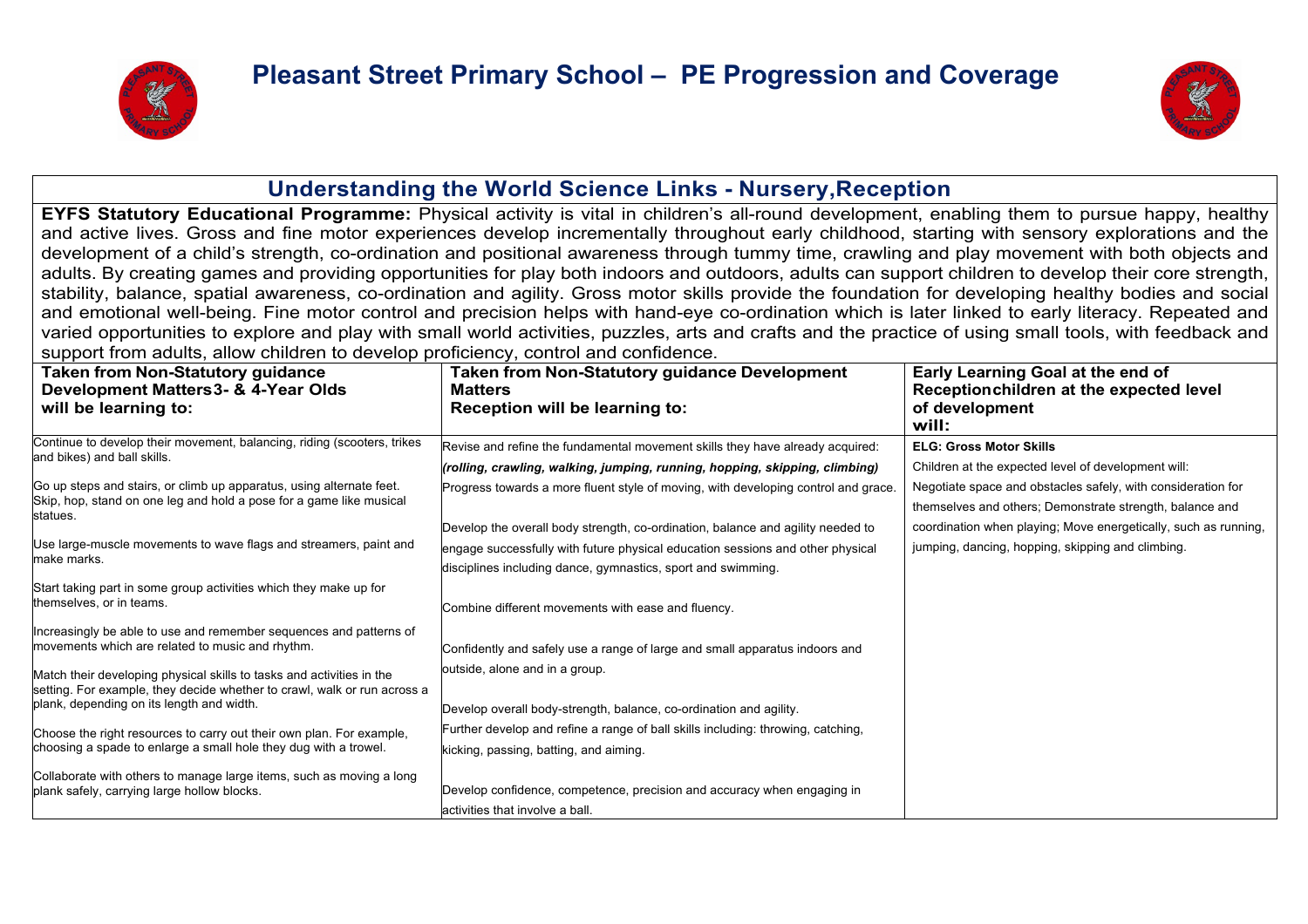# Pleasant Street Primary School – PE Progression and Coverage

## Understanding the World Science Links - Nursery,Reception

**EYFS Statutory Educational Programme:** Physical activity is vital in children's all-round development, enabling them to pursue happy, healthy and active lives. Gross and fine motor experiences develop incrementally throughout early childhood, starting with sensory explorations and the development of a child's strength, co-ordination and positional awareness through tummy time, crawling and play movement with both objects and adults. By creating games and providing opportunities for play both indoors and outdoors, adults can support children to develop their core strength, stability, balance, spatial awareness, co-ordination and agility. Gross motor skills provide the foundation for developing healthy bodies and social and emotional well-being. Fine motor control and precision helps with hand-eye co-ordination which is later linked to early literacy. Repeated and varied opportunities to explore and play with small world activities, puzzles, arts and crafts and the practice of using small tools, with feedback and support from adults, allow children to develop proficiency, control and confidence.

| Taken from Non-Statutory guidance Development Matters3- & 4-Year Olds will be learning to: | Taken from Non-Statutory guidance Development Matters Reception will be learning to: | Early Learning Goal at the end of Receptionchildren at the expected level of development will: |
|---|---|---|
| Continue to develop their movement, balancing, riding (scooters, trikes and bikes) and ball skills.<br><br>Go up steps and stairs, or climb up apparatus, using alternate feet. Skip, hop, stand on one leg and hold a pose for a game like musical statues.<br><br>Use large-muscle movements to wave flags and streamers, paint and make marks.<br><br>Start taking part in some group activities which they make up for themselves, or in teams.<br><br>Increasingly be able to use and remember sequences and patterns of movements which are related to music and rhythm.<br><br>Match their developing physical skills to tasks and activities in the setting. For example, they decide whether to crawl, walk or run across a plank, depending on its length and width.<br><br>Choose the right resources to carry out their own plan. For example, choosing a spade to enlarge a small hole they dug with a trowel.<br><br>Collaborate with others to manage large items, such as moving a long plank safely, carrying large hollow blocks. | Revise and refine the fundamental movement skills they have already acquired: ***(rolling, crawling, walking, jumping, running, hopping, skipping, climbing)***<br>Progress towards a more fluent style of moving, with developing control and grace.<br><br>Develop the overall body strength, co-ordination, balance and agility needed to engage successfully with future physical education sessions and other physical disciplines including dance, gymnastics, sport and swimming.<br><br>Combine different movements with ease and fluency.<br><br>Confidently and safely use a range of large and small apparatus indoors and outside, alone and in a group.<br><br>Develop overall body-strength, balance, co-ordination and agility.<br>Further develop and refine a range of ball skills including: throwing, catching, kicking, passing, batting, and aiming.<br><br>Develop confidence, competence, precision and accuracy when engaging in activities that involve a ball. | **ELG: Gross Motor Skills**<br>Children at the expected level of development will:<br>Negotiate space and obstacles safely, with consideration for themselves and others; Demonstrate strength, balance and coordination when playing; Move energetically, such as running, jumping, dancing, hopping, skipping and climbing. |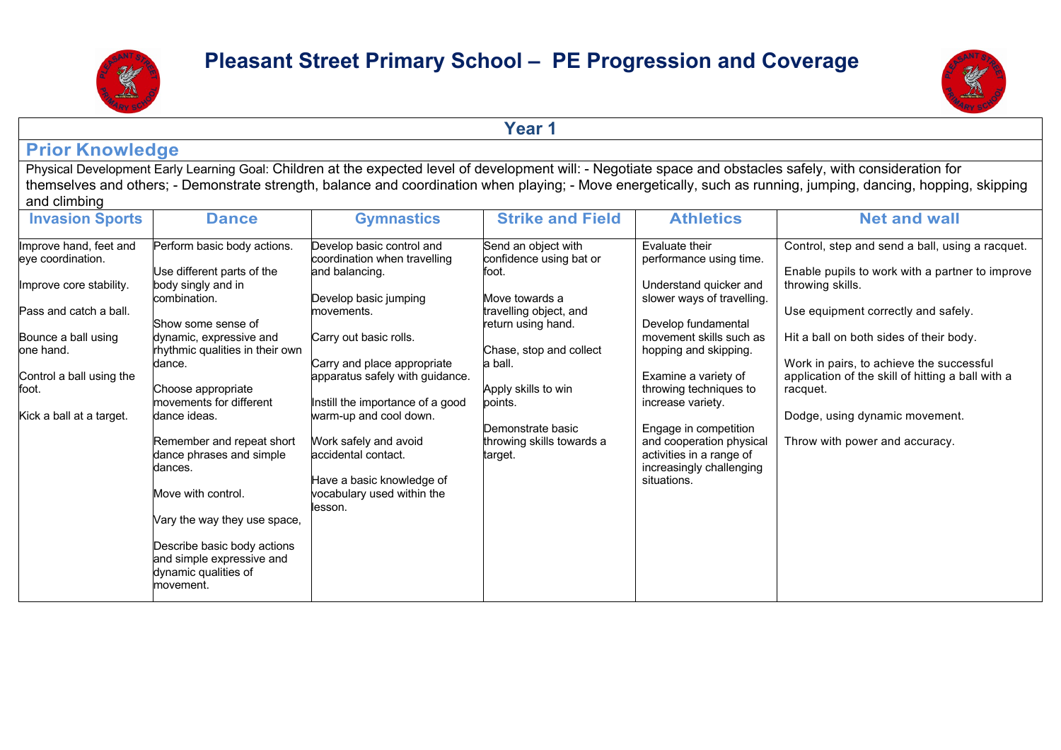# Pleasant Street Primary School – PE Progression and Coverage

## Year 1

### Prior Knowledge

Physical Development Early Learning Goal: Children at the expected level of development will: - Negotiate space and obstacles safely, with consideration for themselves and others; - Demonstrate strength, balance and coordination when playing; - Move energetically, such as running, jumping, dancing, hopping, skipping and climbing

| Invasion Sports | Dance | Gymnastics | Strike and Field | Athletics | Net and wall |
| --- | --- | --- | --- | --- | --- |
| Improve hand, feet and eye coordination.<br><br>Improve core stability.<br><br>Pass and catch a ball.<br><br>Bounce a ball using one hand.<br><br>Control a ball using the foot.<br><br>Kick a ball at a target. | Perform basic body actions.<br><br>Use different parts of the body singly and in combination.<br><br>Show some sense of dynamic, expressive and rhythmic qualities in their own dance.<br><br>Choose appropriate movements for different dance ideas.<br><br>Remember and repeat short dance phrases and simple dances.<br><br>Move with control.<br><br>Vary the way they use space,<br><br>Describe basic body actions and simple expressive and dynamic qualities of movement. | Develop basic control and coordination when travelling and balancing.<br><br>Develop basic jumping movements.<br><br>Carry out basic rolls.<br><br>Carry and place appropriate apparatus safely with guidance.<br><br>Instill the importance of a good warm-up and cool down.<br><br>Work safely and avoid accidental contact.<br><br>Have a basic knowledge of vocabulary used within the lesson. | Send an object with confidence using bat or foot.<br><br>Move towards a travelling object, and return using hand.<br><br>Chase, stop and collect a ball.<br><br>Apply skills to win points.<br><br>Demonstrate basic throwing skills towards a target. | Evaluate their performance using time.<br><br>Understand quicker and slower ways of travelling.<br><br>Develop fundamental movement skills such as hopping and skipping.<br><br>Examine a variety of throwing techniques to increase variety.<br><br>Engage in competition and cooperation physical activities in a range of increasingly challenging situations. | Control, step and send a ball, using a racquet.<br><br>Enable pupils to work with a partner to improve throwing skills.<br><br>Use equipment correctly and safely.<br><br>Hit a ball on both sides of their body.<br><br>Work in pairs, to achieve the successful application of the skill of hitting a ball with a racquet.<br><br>Dodge, using dynamic movement.<br><br>Throw with power and accuracy. |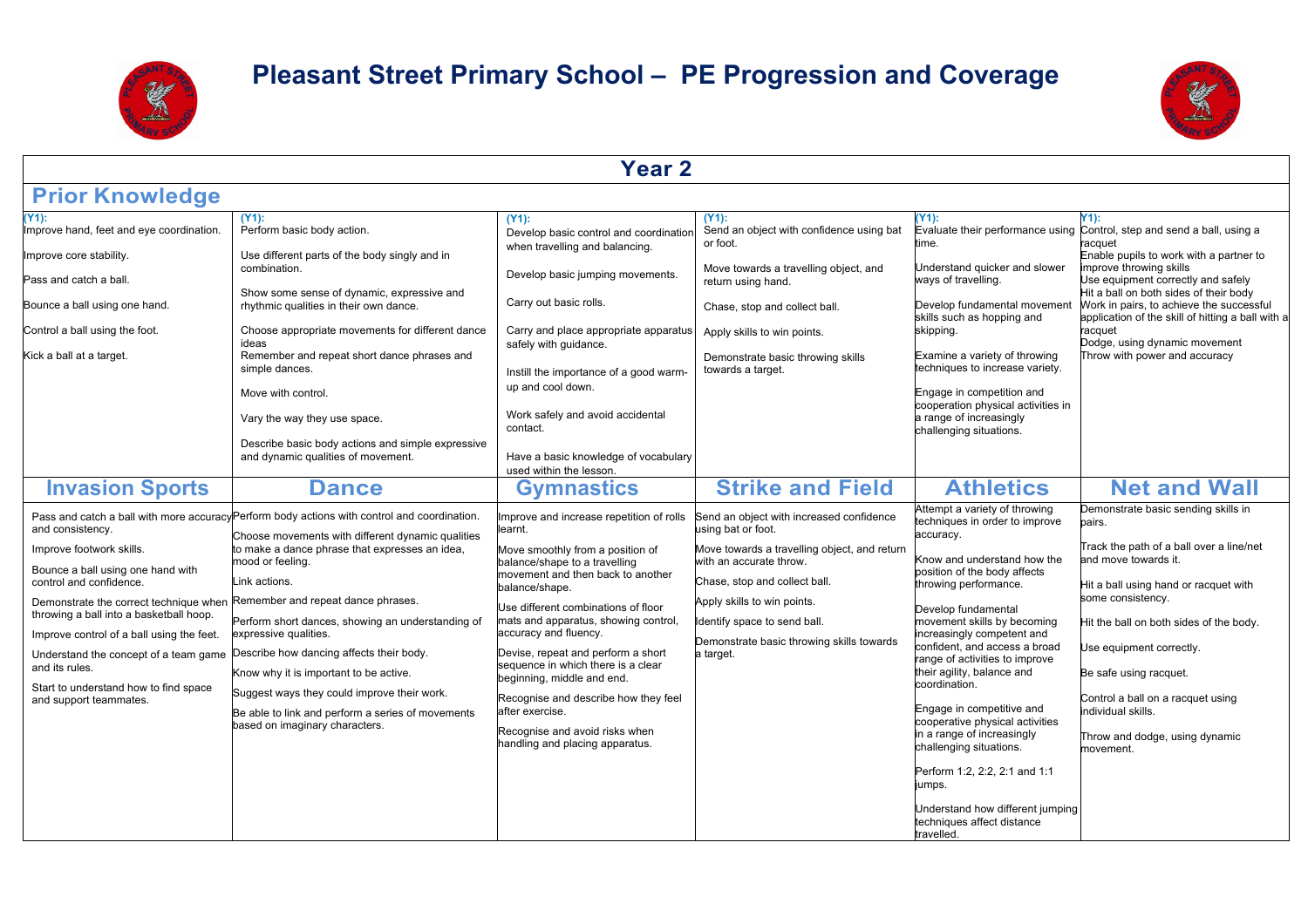# Pleasant Street Primary School – PE Progression and Coverage

## Year 2

### Prior Knowledge

| (Y1): | (Y1): | (Y1): | (Y1): | (Y1): | Y1): |
|---|---|---|---|---|---|
| Improve hand, feet and eye coordination.<br><br>Improve core stability.<br><br>Pass and catch a ball.<br><br>Bounce a ball using one hand.<br><br>Control a ball using the foot.<br><br>Kick a ball at a target. | Perform basic body action.<br><br>Use different parts of the body singly and in combination.<br><br>Show some sense of dynamic, expressive and rhythmic qualities in their own dance.<br><br>Choose appropriate movements for different dance ideas<br>Remember and repeat short dance phrases and simple dances.<br><br>Move with control.<br><br>Vary the way they use space.<br><br>Describe basic body actions and simple expressive and dynamic qualities of movement. | Develop basic control and coordination when travelling and balancing.<br><br>Develop basic jumping movements.<br><br>Carry out basic rolls.<br><br>Carry and place appropriate apparatus safely with guidance.<br><br>Instill the importance of a good warm-up and cool down.<br><br>Work safely and avoid accidental contact.<br><br>Have a basic knowledge of vocabulary used within the lesson. | Send an object with confidence using bat or foot.<br><br>Move towards a travelling object, and return using hand.<br><br>Chase, stop and collect ball.<br><br>Apply skills to win points.<br><br>Demonstrate basic throwing skills towards a target. | Evaluate their performance using time.<br><br>Understand quicker and slower ways of travelling.<br><br>Develop fundamental movement skills such as hopping and skipping.<br><br>Examine a variety of throwing techniques to increase variety.<br><br>Engage in competition and cooperation physical activities in a range of increasingly challenging situations. | Control, step and send a ball, using a racquet<br>Enable pupils to work with a partner to improve throwing skills<br>Use equipment correctly and safely<br>Hit a ball on both sides of their body<br>Work in pairs, to achieve the successful application of the skill of hitting a ball with a racquet<br>Dodge, using dynamic movement<br>Throw with power and accuracy |

| Invasion Sports | Dance | Gymnastics | Strike and Field | Athletics | Net and Wall |
|---|---|---|---|---|---|
| Pass and catch a ball with more accuracy and consistency.<br><br>Improve footwork skills.<br><br>Bounce a ball using one hand with control and confidence.<br><br>Demonstrate the correct technique when throwing a ball into a basketball hoop.<br><br>Improve control of a ball using the feet.<br><br>Understand the concept of a team game and its rules.<br><br>Start to understand how to find space and support teammates. | Perform body actions with control and coordination.<br><br>Choose movements with different dynamic qualities to make a dance phrase that expresses an idea, mood or feeling.<br><br>Link actions.<br><br>Remember and repeat dance phrases.<br><br>Perform short dances, showing an understanding of expressive qualities.<br><br>Describe how dancing affects their body.<br><br>Know why it is important to be active.<br><br>Suggest ways they could improve their work.<br><br>Be able to link and perform a series of movements based on imaginary characters. | Improve and increase repetition of rolls learnt.<br><br>Move smoothly from a position of balance/shape to a travelling movement and then back to another balance/shape.<br><br>Use different combinations of floor mats and apparatus, showing control, accuracy and fluency.<br><br>Devise, repeat and perform a short sequence in which there is a clear beginning, middle and end.<br><br>Recognise and describe how they feel after exercise.<br><br>Recognise and avoid risks when handling and placing apparatus. | Send an object with increased confidence using bat or foot.<br><br>Move towards a travelling object, and return with an accurate throw.<br><br>Chase, stop and collect ball.<br><br>Apply skills to win points.<br><br>Identify space to send ball.<br><br>Demonstrate basic throwing skills towards a target. | Attempt a variety of throwing techniques in order to improve accuracy.<br><br>Know and understand how the position of the body affects throwing performance.<br><br>Develop fundamental movement skills by becoming increasingly competent and confident, and access a broad range of activities to improve their agility, balance and coordination.<br><br>Engage in competitive and cooperative physical activities in a range of increasingly challenging situations.<br><br>Perform 1:2, 2:2, 2:1 and 1:1 jumps.<br><br>Understand how different jumping techniques affect distance travelled. | Demonstrate basic sending skills in pairs.<br><br>Track the path of a ball over a line/net and move towards it.<br><br>Hit a ball using hand or racquet with some consistency.<br><br>Hit the ball on both sides of the body.<br><br>Use equipment correctly.<br><br>Be safe using racquet.<br><br>Control a ball on a racquet using individual skills.<br><br>Throw and dodge, using dynamic movement. |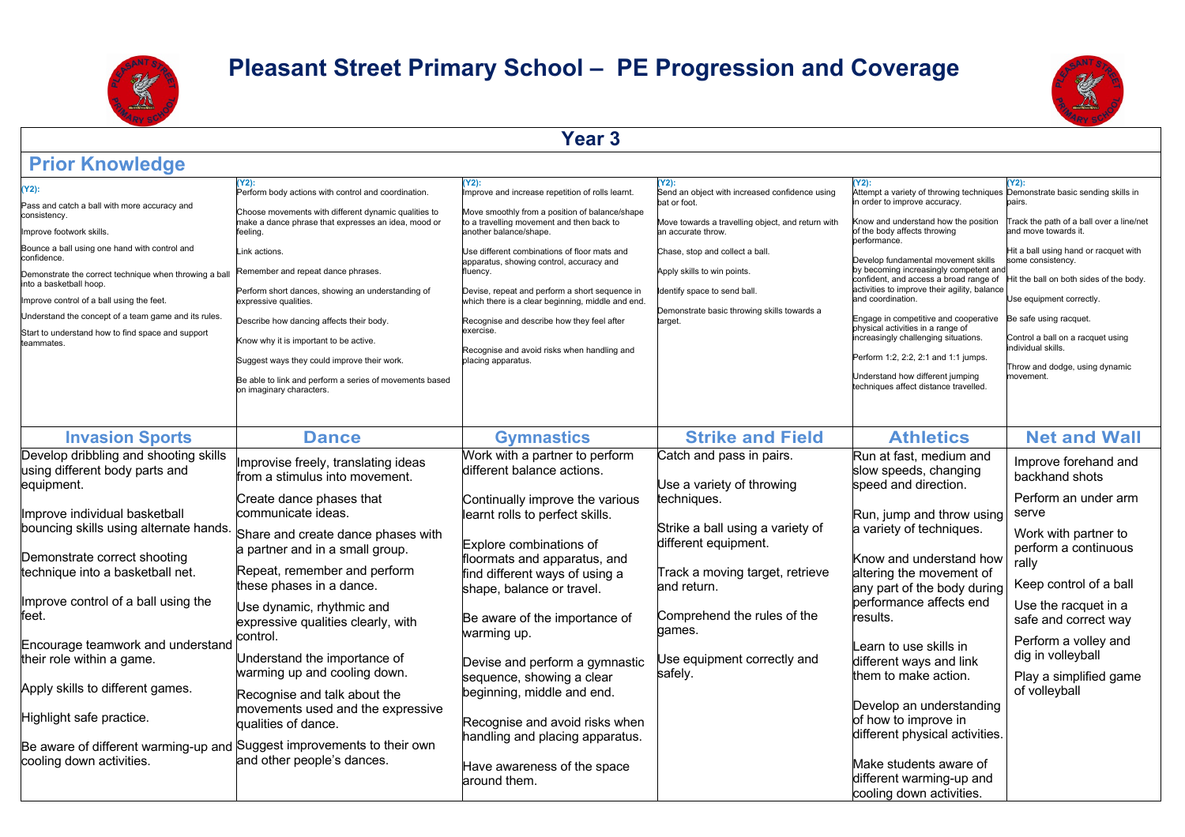# Pleasant Street Primary School – PE Progression and Coverage

## Year 3

### Prior Knowledge

| (Y2): | (Y2): | (Y2): | (Y2): | (Y2): | (Y2): |
|---|---|---|---|---|---|
| Pass and catch a ball with more accuracy and consistency.<br><br>Improve footwork skills.<br><br>Bounce a ball using one hand with control and confidence.<br><br>Demonstrate the correct technique when throwing a ball into a basketball hoop.<br><br>Improve control of a ball using the feet.<br><br>Understand the concept of a team game and its rules.<br><br>Start to understand how to find space and support teammates. | Perform body actions with control and coordination.<br><br>Choose movements with different dynamic qualities to make a dance phrase that expresses an idea, mood or feeling.<br><br>Link actions.<br><br>Remember and repeat dance phrases.<br><br>Perform short dances, showing an understanding of expressive qualities.<br><br>Describe how dancing affects their body.<br><br>Know why it is important to be active.<br><br>Suggest ways they could improve their work.<br><br>Be able to link and perform a series of movements based on imaginary characters. | Improve and increase repetition of rolls learnt.<br><br>Move smoothly from a position of balance/shape to a travelling movement and then back to another balance/shape.<br><br>Use different combinations of floor mats and apparatus, showing control, accuracy and fluency.<br><br>Devise, repeat and perform a short sequence in which there is a clear beginning, middle and end.<br><br>Recognise and describe how they feel after exercise.<br><br>Recognise and avoid risks when handling and placing apparatus. | Send an object with increased confidence using bat or foot.<br><br>Move towards a travelling object, and return with an accurate throw.<br><br>Chase, stop and collect a ball.<br><br>Apply skills to win points.<br><br>Identify space to send ball.<br><br>Demonstrate basic throwing skills towards a target. | Attempt a variety of throwing techniques in order to improve accuracy.<br><br>Know and understand how the position of the body affects throwing performance.<br><br>Develop fundamental movement skills by becoming increasingly competent and confident, and access a broad range of activities to improve their agility, balance and coordination.<br><br>Engage in competitive and cooperative physical activities in a range of increasingly challenging situations.<br><br>Perform 1:2, 2:2, 2:1 and 1:1 jumps.<br><br>Understand how different jumping techniques affect distance travelled. | Demonstrate basic sending skills in pairs.<br><br>Track the path of a ball over a line/net and move towards it.<br><br>Hit a ball using hand or racquet with some consistency.<br><br>Hit the ball on both sides of the body.<br><br>Use equipment correctly.<br><br>Be safe using racquet.<br><br>Control a ball on a racquet using individual skills.<br><br>Throw and dodge, using dynamic movement. |

| Invasion Sports | Dance | Gymnastics | Strike and Field | Athletics | Net and Wall |
|---|---|---|---|---|---|
| Develop dribbling and shooting skills using different body parts and equipment.<br><br>Improve individual basketball bouncing skills using alternate hands.<br><br>Demonstrate correct shooting technique into a basketball net.<br><br>Improve control of a ball using the feet.<br><br>Encourage teamwork and understand their role within a game.<br><br>Apply skills to different games.<br><br>Highlight safe practice.<br><br>Be aware of different warming-up and cooling down activities. | Improvise freely, translating ideas from a stimulus into movement.<br><br>Create dance phases that communicate ideas.<br><br>Share and create dance phases with a partner and in a small group.<br><br>Repeat, remember and perform these phases in a dance.<br><br>Use dynamic, rhythmic and expressive qualities clearly, with control.<br><br>Understand the importance of warming up and cooling down.<br><br>Recognise and talk about the movements used and the expressive qualities of dance.<br><br>Suggest improvements to their own and other people's dances. | Work with a partner to perform different balance actions.<br><br>Continually improve the various learnt rolls to perfect skills.<br><br>Explore combinations of floormats and apparatus, and find different ways of using a shape, balance or travel.<br><br>Be aware of the importance of warming up.<br><br>Devise and perform a gymnastic sequence, showing a clear beginning, middle and end.<br><br>Recognise and avoid risks when handling and placing apparatus.<br><br>Have awareness of the space around them. | Catch and pass in pairs.<br><br>Use a variety of throwing techniques.<br><br>Strike a ball using a variety of different equipment.<br><br>Track a moving target, retrieve and return.<br><br>Comprehend the rules of the games.<br><br>Use equipment correctly and safely. | Run at fast, medium and slow speeds, changing speed and direction.<br><br>Run, jump and throw using a variety of techniques.<br><br>Know and understand how altering the movement of any part of the body during performance affects end results.<br><br>Learn to use skills in different ways and link them to make action.<br><br>Develop an understanding of how to improve in different physical activities.<br><br>Make students aware of different warming-up and cooling down activities. | Improve forehand and backhand shots<br><br>Perform an under arm serve<br><br>Work with partner to perform a continuous rally<br><br>Keep control of a ball<br><br>Use the racquet in a safe and correct way<br><br>Perform a volley and dig in volleyball<br><br>Play a simplified game of volleyball |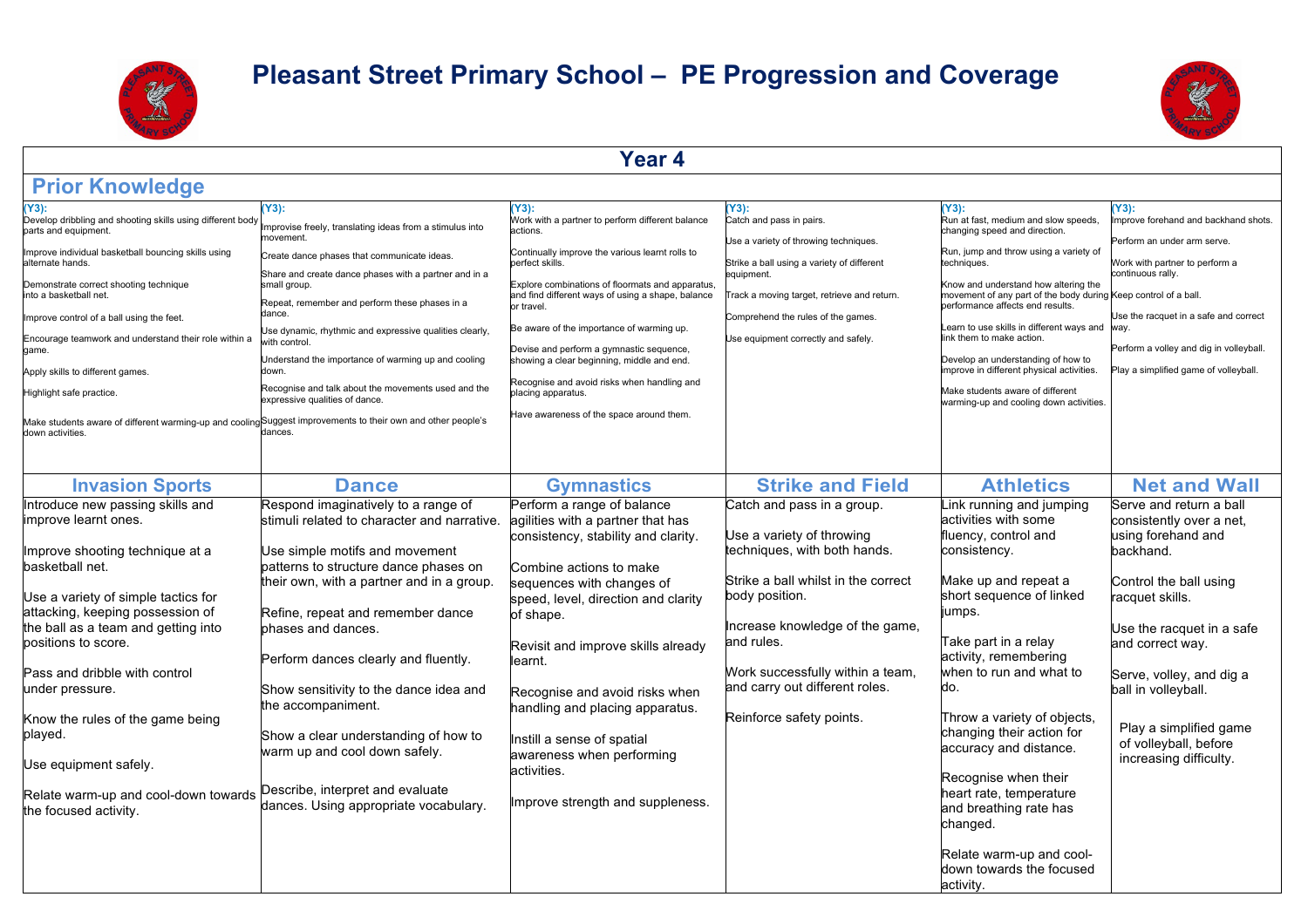# Pleasant Street Primary School – PE Progression and Coverage

## Year 4

### Prior Knowledge

| | | | | | |
|---|---|---|---|---|---|
| (Y3):<br>Develop dribbling and shooting skills using different body parts and equipment.<br><br>Improve individual basketball bouncing skills using alternate hands.<br><br>Demonstrate correct shooting technique into a basketball net.<br><br>Improve control of a ball using the feet.<br><br>Encourage teamwork and understand their role within a game.<br><br>Apply skills to different games.<br><br>Highlight safe practice.<br><br>Make students aware of different warming-up and cooling down activities. | (Y3):<br>Improvise freely, translating ideas from a stimulus into movement.<br><br>Create dance phases that communicate ideas.<br><br>Share and create dance phases with a partner and in a small group.<br><br>Repeat, remember and perform these phases in a dance.<br><br>Use dynamic, rhythmic and expressive qualities clearly, with control.<br><br>Understand the importance of warming up and cooling down.<br><br>Recognise and talk about the movements used and the expressive qualities of dance.<br><br>Suggest improvements to their own and other people's dances. | (Y3):<br>Work with a partner to perform different balance actions.<br><br>Continually improve the various learnt rolls to perfect skills.<br><br>Explore combinations of floormats and apparatus, and find different ways of using a shape, balance or travel.<br><br>Be aware of the importance of warming up.<br><br>Devise and perform a gymnastic sequence, showing a clear beginning, middle and end.<br><br>Recognise and avoid risks when handling and placing apparatus.<br><br>Have awareness of the space around them. | (Y3):<br>Catch and pass in pairs.<br><br>Use a variety of throwing techniques.<br><br>Strike a ball using a variety of different equipment.<br><br>Track a moving target, retrieve and return.<br><br>Comprehend the rules of the games.<br><br>Use equipment correctly and safely. | (Y3):<br>Run at fast, medium and slow speeds, changing speed and direction.<br><br>Run, jump and throw using a variety of techniques.<br><br>Know and understand how altering the movement of any part of the body during performance affects end results.<br><br>Learn to use skills in different ways and link them to make action.<br><br>Develop an understanding of how to improve in different physical activities.<br><br>Make students aware of different warming-up and cooling down activities. | (Y3):<br>Improve forehand and backhand shots.<br><br>Perform an under arm serve.<br><br>Work with partner to perform a continuous rally.<br><br>Keep control of a ball.<br><br>Use the racquet in a safe and correct way.<br><br>Perform a volley and dig in volleyball.<br><br>Play a simplified game of volleyball. |

| Invasion Sports | Dance | Gymnastics | Strike and Field | Athletics | Net and Wall |
|---|---|---|---|---|---|
| Introduce new passing skills and improve learnt ones.<br><br>Improve shooting technique at a basketball net.<br><br>Use a variety of simple tactics for attacking, keeping possession of the ball as a team and getting into positions to score.<br><br>Pass and dribble with control under pressure.<br><br>Know the rules of the game being played.<br><br>Use equipment safely.<br><br>Relate warm-up and cool-down towards the focused activity. | Respond imaginatively to a range of stimuli related to character and narrative.<br><br>Use simple motifs and movement patterns to structure dance phases on their own, with a partner and in a group.<br><br>Refine, repeat and remember dance phases and dances.<br><br>Perform dances clearly and fluently.<br><br>Show sensitivity to the dance idea and the accompaniment.<br><br>Show a clear understanding of how to warm up and cool down safely.<br><br>Describe, interpret and evaluate dances. Using appropriate vocabulary. | Perform a range of balance agilities with a partner that has consistency, stability and clarity.<br><br>Combine actions to make sequences with changes of speed, level, direction and clarity of shape.<br><br>Revisit and improve skills already learnt.<br><br>Recognise and avoid risks when handling and placing apparatus.<br><br>Instill a sense of spatial awareness when performing activities.<br><br>Improve strength and suppleness. | Catch and pass in a group.<br><br>Use a variety of throwing techniques, with both hands.<br><br>Strike a ball whilst in the correct body position.<br><br>Increase knowledge of the game, and rules.<br><br>Work successfully within a team, and carry out different roles.<br><br>Reinforce safety points. | Link running and jumping activities with some fluency, control and consistency.<br><br>Make up and repeat a short sequence of linked jumps.<br><br>Take part in a relay activity, remembering when to run and what to do.<br><br>Throw a variety of objects, changing their action for accuracy and distance.<br><br>Recognise when their heart rate, temperature and breathing rate has changed.<br><br>Relate warm-up and cool-down towards the focused activity. | Serve and return a ball consistently over a net, using forehand and backhand.<br><br>Control the ball using racquet skills.<br><br>Use the racquet in a safe and correct way.<br><br>Serve, volley, and dig a ball in volleyball.<br><br>Play a simplified game of volleyball, before increasing difficulty. |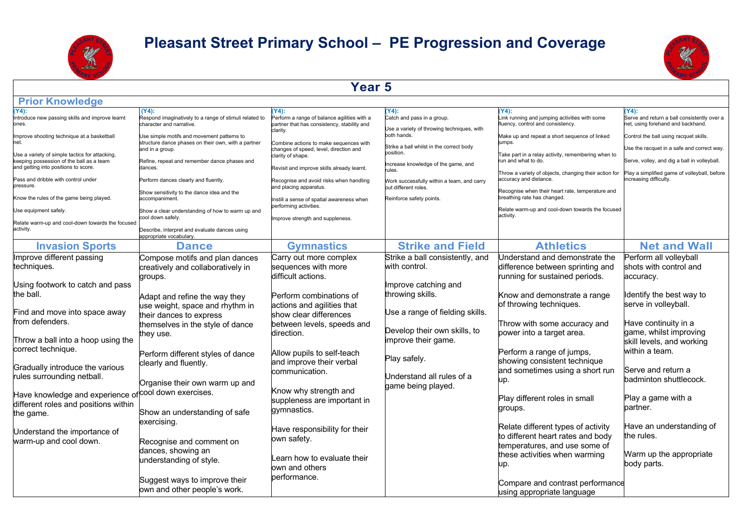# Pleasant Street Primary School – PE Progression and Coverage

## Year 5

### Prior Knowledge

| Invasion Sports | Dance | Gymnastics | Strike and Field | Athletics | Net and Wall |
|---|---|---|---|---|---|
| **(Y4):** Introduce new passing skills and improve learnt ones.<br><br>Improve shooting technique at a basketball net.<br><br>Use a variety of simple tactics for attacking, keeping possession of the ball as a team and getting into positions to score.<br><br>Pass and dribble with control under pressure.<br><br>Know the rules of the game being played.<br><br>Use equipment safely.<br><br>Relate warm-up and cool-down towards the focused activity. | **(Y4):** Respond imaginatively to a range of stimuli related to character and narrative.<br><br>Use simple motifs and movement patterns to structure dance phases on their own, with a partner and in a group.<br><br>Refine, repeat and remember dance phases and dances.<br><br>Perform dances clearly and fluently.<br><br>Show sensitivity to the dance idea and the accompaniment.<br><br>Show a clear understanding of how to warm up and cool down safely.<br><br>Describe, interpret and evaluate dances using appropriate vocabulary. | **(Y4):** Perform a range of balance agilities with a partner that has consistency, stability and clarity.<br><br>Combine actions to make sequences with changes of speed, level, direction and clarity of shape.<br><br>Revisit and improve skills already learnt.<br><br>Recognise and avoid risks when handling and placing apparatus.<br><br>Instill a sense of spatial awareness when performing activities.<br><br>Improve strength and suppleness. | **(Y4):** Catch and pass in a group.<br><br>Use a variety of throwing techniques, with both hands.<br><br>Strike a ball whilst in the correct body position.<br><br>Increase knowledge of the game, and rules.<br><br>Work successfully within a team, and carry out different roles.<br><br>Reinforce safety points. | **(Y4):** Link running and jumping activities with some fluency, control and consistency.<br><br>Make up and repeat a short sequence of linked jumps.<br><br>Take part in a relay activity, remembering when to run and what to do.<br><br>Throw a variety of objects, changing their action for accuracy and distance.<br><br>Recognise when their heart rate, temperature and breathing rate has changed.<br><br>Relate warm-up and cool-down towards the focused activity. | **(Y4):** Serve and return a ball consistently over a net, using forehand and backhand.<br><br>Control the ball using racquet skills.<br><br>Use the racquet in a safe and correct way.<br><br>Serve, volley, and dig a ball in volleyball.<br><br>Play a simplified game of volleyball, before increasing difficulty. |
| **Invasion Sports** | **Dance** | **Gymnastics** | **Strike and Field** | **Athletics** | **Net and Wall** |
| Improve different passing techniques.<br><br>Using footwork to catch and pass the ball.<br><br>Find and move into space away from defenders.<br><br>Throw a ball into a hoop using the correct technique.<br><br>Gradually introduce the various rules surrounding netball.<br><br>Have knowledge and experience of different roles and positions within the game.<br><br>Understand the importance of warm-up and cool down. | Compose motifs and plan dances creatively and collaboratively in groups.<br><br>Adapt and refine the way they use weight, space and rhythm in their dances to express themselves in the style of dance they use.<br><br>Perform different styles of dance clearly and fluently.<br><br>Organise their own warm up and cool down exercises.<br><br>Show an understanding of safe exercising.<br><br>Recognise and comment on dances, showing an understanding of style.<br><br>Suggest ways to improve their own and other people's work. | Carry out more complex sequences with more difficult actions.<br><br>Perform combinations of actions and agilities that show clear differences between levels, speeds and direction.<br><br>Allow pupils to self-teach and improve their verbal communication.<br><br>Know why strength and suppleness are important in gymnastics.<br><br>Have responsibility for their own safety.<br><br>Learn how to evaluate their own and others performance. | Strike a ball consistently, and with control.<br><br>Improve catching and throwing skills.<br><br>Use a range of fielding skills.<br><br>Develop their own skills, to improve their game.<br><br>Play safely.<br><br>Understand all rules of a game being played. | Understand and demonstrate the difference between sprinting and running for sustained periods.<br><br>Know and demonstrate a range of throwing techniques.<br><br>Throw with some accuracy and power into a target area.<br><br>Perform a range of jumps, showing consistent technique and sometimes using a short run up.<br><br>Play different roles in small groups.<br><br>Relate different types of activity to different heart rates and body temperatures, and use some of these activities when warming up.<br><br>Compare and contrast performance using appropriate language | Perform all volleyball shots with control and accuracy.<br><br>Identify the best way to serve in volleyball.<br><br>Have continuity in a game, whilst improving skill levels, and working within a team.<br><br>Serve and return a badminton shuttlecock.<br><br>Play a game with a partner.<br><br>Have an understanding of the rules.<br><br>Warm up the appropriate body parts. |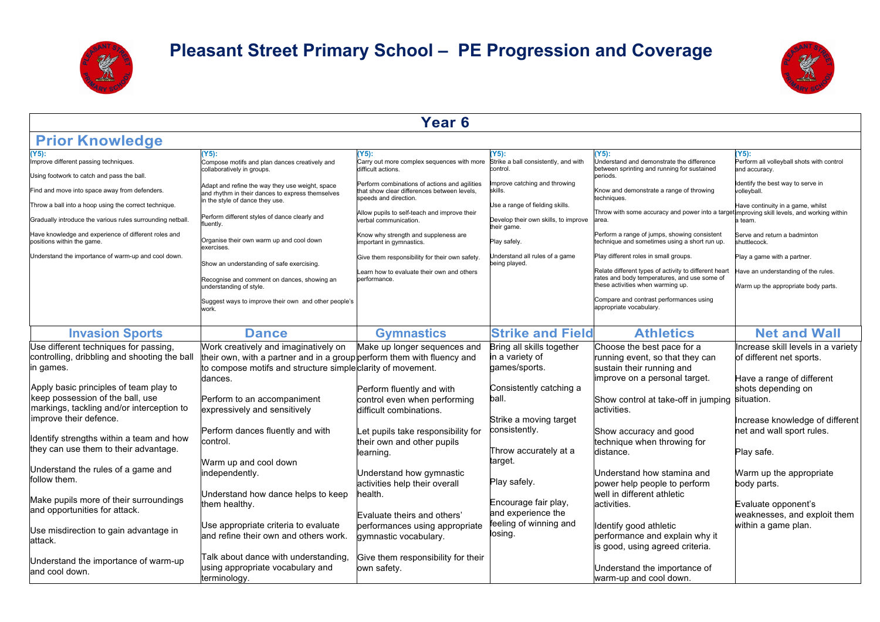# Pleasant Street Primary School – PE Progression and Coverage

## Year 6

### Prior Knowledge

| | | | | | |
|---|---|---|---|---|---|
| (Y5):<br>Improve different passing techniques.<br><br>Using footwork to catch and pass the ball.<br><br>Find and move into space away from defenders.<br><br>Throw a ball into a hoop using the correct technique.<br><br>Gradually introduce the various rules surrounding netball.<br><br>Have knowledge and experience of different roles and positions within the game.<br><br>Understand the importance of warm-up and cool down. | (Y5):<br>Compose motifs and plan dances creatively and collaboratively in groups.<br><br>Adapt and refine the way they use weight, space and rhythm in their dances to express themselves in the style of dance they use.<br><br>Perform different styles of dance clearly and fluently.<br><br>Organise their own warm up and cool down exercises.<br><br>Show an understanding of safe exercising.<br><br>Recognise and comment on dances, showing an understanding of style.<br><br>Suggest ways to improve their own and other people's work. | (Y5):<br>Carry out more complex sequences with more difficult actions.<br><br>Perform combinations of actions and agilities that show clear differences between levels, speeds and direction.<br><br>Allow pupils to self-teach and improve their verbal communication.<br><br>Know why strength and suppleness are important in gymnastics.<br><br>Give them responsibility for their own safety.<br><br>Learn how to evaluate their own and others performance. | (Y5):<br>Strike a ball consistently, and with control.<br><br>Improve catching and throwing skills.<br><br>Use a range of fielding skills.<br><br>Develop their own skills, to improve their game.<br><br>Play safely.<br><br>Understand all rules of a game being played. | (Y5):<br>Understand and demonstrate the difference between sprinting and running for sustained periods.<br><br>Know and demonstrate a range of throwing techniques.<br><br>Throw with some accuracy and power into a target area.<br><br>Perform a range of jumps, showing consistent technique and sometimes using a short run up.<br><br>Play different roles in small groups.<br><br>Relate different types of activity to different heart rates and body temperatures, and use some of these activities when warming up.<br><br>Compare and contrast performances using appropriate vocabulary. | (Y5):<br>Perform all volleyball shots with control and accuracy.<br><br>Identify the best way to serve in volleyball.<br><br>Have continuity in a game, whilst improving skill levels, and working within a team.<br><br>Serve and return a badminton shuttlecock.<br><br>Play a game with a partner.<br><br>Have an understanding of the rules.<br><br>Warm up the appropriate body parts. |

| Invasion Sports | Dance | Gymnastics | Strike and Field | Athletics | Net and Wall |
|---|---|---|---|---|---|
| Use different techniques for passing, controlling, dribbling and shooting the ball in games.<br><br>Apply basic principles of team play to keep possession of the ball, use markings, tackling and/or interception to improve their defence.<br><br>Identify strengths within a team and how they can use them to their advantage.<br><br>Understand the rules of a game and follow them.<br><br>Make pupils more of their surroundings and opportunities for attack.<br><br>Use misdirection to gain advantage in attack.<br><br>Understand the importance of warm-up and cool down. | Work creatively and imaginatively on their own, with a partner and in a group to compose motifs and structure simple dances.<br><br>Perform to an accompaniment expressively and sensitively<br><br>Perform dances fluently and with control.<br><br>Warm up and cool down independently.<br><br>Understand how dance helps to keep them healthy.<br><br>Use appropriate criteria to evaluate and refine their own and others work.<br><br>Talk about dance with understanding, using appropriate vocabulary and terminology. | Make up longer sequences and perform them with fluency and clarity of movement.<br><br>Perform fluently and with control even when performing difficult combinations.<br><br>Let pupils take responsibility for their own and other pupils learning.<br><br>Understand how gymnastic activities help their overall health.<br><br>Evaluate theirs and others' performances using appropriate gymnastic vocabulary.<br><br>Give them responsibility for their own safety. | Bring all skills together in a variety of games/sports.<br><br>Consistently catching a ball.<br><br>Strike a moving target consistently.<br><br>Throw accurately at a target.<br><br>Play safely.<br><br>Encourage fair play, and experience the feeling of winning and losing. | Choose the best pace for a running event, so that they can sustain their running and improve on a personal target.<br><br>Show control at take-off in jumping activities.<br><br>Show accuracy and good technique when throwing for distance.<br><br>Understand how stamina and power help people to perform well in different athletic activities.<br><br>Identify good athletic performance and explain why it is good, using agreed criteria.<br><br>Understand the importance of warm-up and cool down. | Increase skill levels in a variety of different net sports.<br><br>Have a range of different shots depending on situation.<br><br>Increase knowledge of different net and wall sport rules.<br><br>Play safe.<br><br>Warm up the appropriate body parts.<br><br>Evaluate opponent's weaknesses, and exploit them within a game plan. |